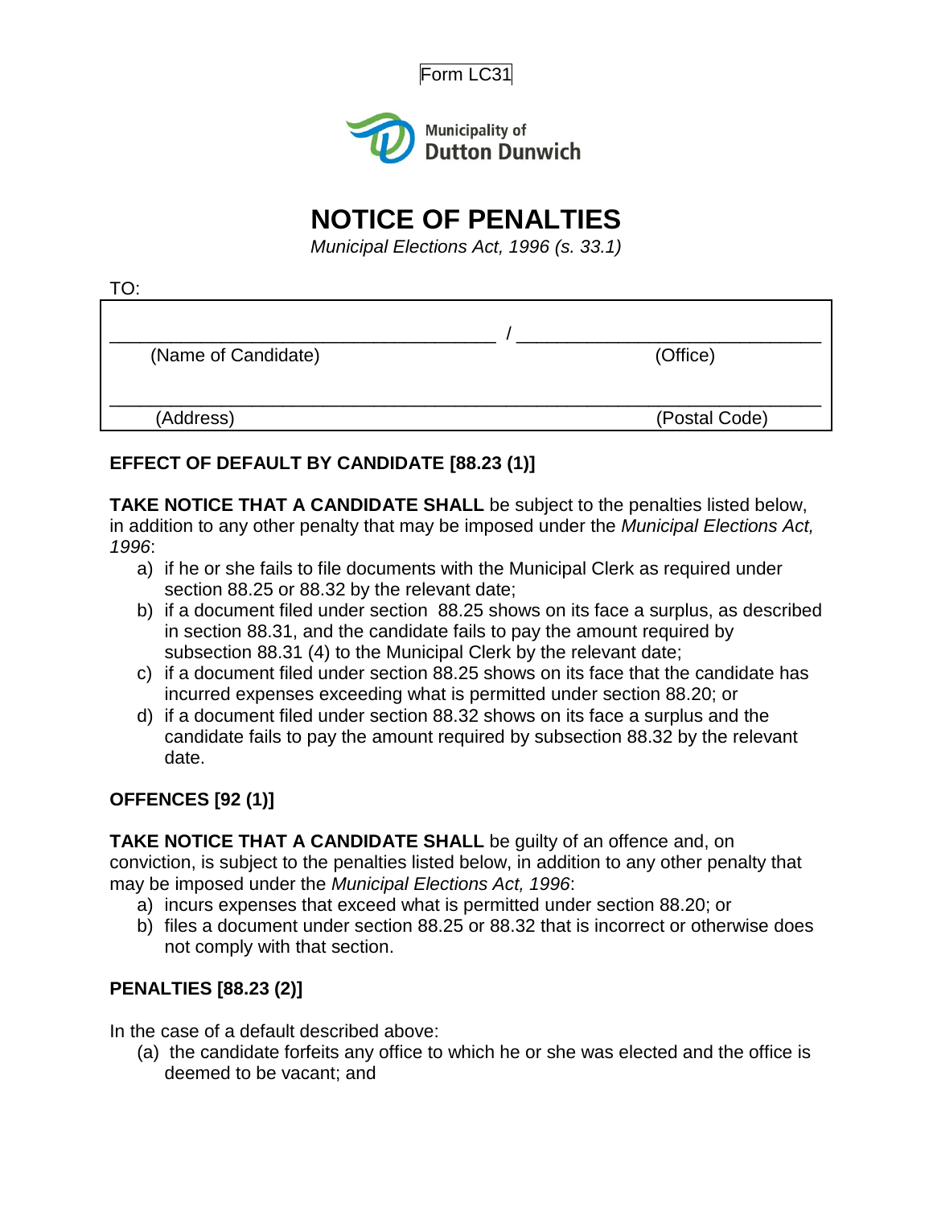Form LC31

Municipality of
Dutton Dunwich

# NOTICE OF PENALTIES

*Municipal Elections Act, 1996 (s. 33.1)*

TO:

| | |
|---|---|
| ____________________________________ / ____________________________ | |
| (Name of Candidate) | (Office) |
| ________________________________________________________________ | |
| (Address) | (Postal Code) |

### EFFECT OF DEFAULT BY CANDIDATE [88.23 (1)]

**TAKE NOTICE THAT A CANDIDATE SHALL** be subject to the penalties listed below, in addition to any other penalty that may be imposed under the *Municipal Elections Act, 1996*:

a) if he or she fails to file documents with the Municipal Clerk as required under section 88.25 or 88.32 by the relevant date;
b) if a document filed under section 88.25 shows on its face a surplus, as described in section 88.31, and the candidate fails to pay the amount required by subsection 88.31 (4) to the Municipal Clerk by the relevant date;
c) if a document filed under section 88.25 shows on its face that the candidate has incurred expenses exceeding what is permitted under section 88.20; or
d) if a document filed under section 88.32 shows on its face a surplus and the candidate fails to pay the amount required by subsection 88.32 by the relevant date.

### OFFENCES [92 (1)]

**TAKE NOTICE THAT A CANDIDATE SHALL** be guilty of an offence and, on conviction, is subject to the penalties listed below, in addition to any other penalty that may be imposed under the *Municipal Elections Act, 1996*:

a) incurs expenses that exceed what is permitted under section 88.20; or
b) files a document under section 88.25 or 88.32 that is incorrect or otherwise does not comply with that section.

### PENALTIES [88.23 (2)]

In the case of a default described above:

(a) the candidate forfeits any office to which he or she was elected and the office is deemed to be vacant; and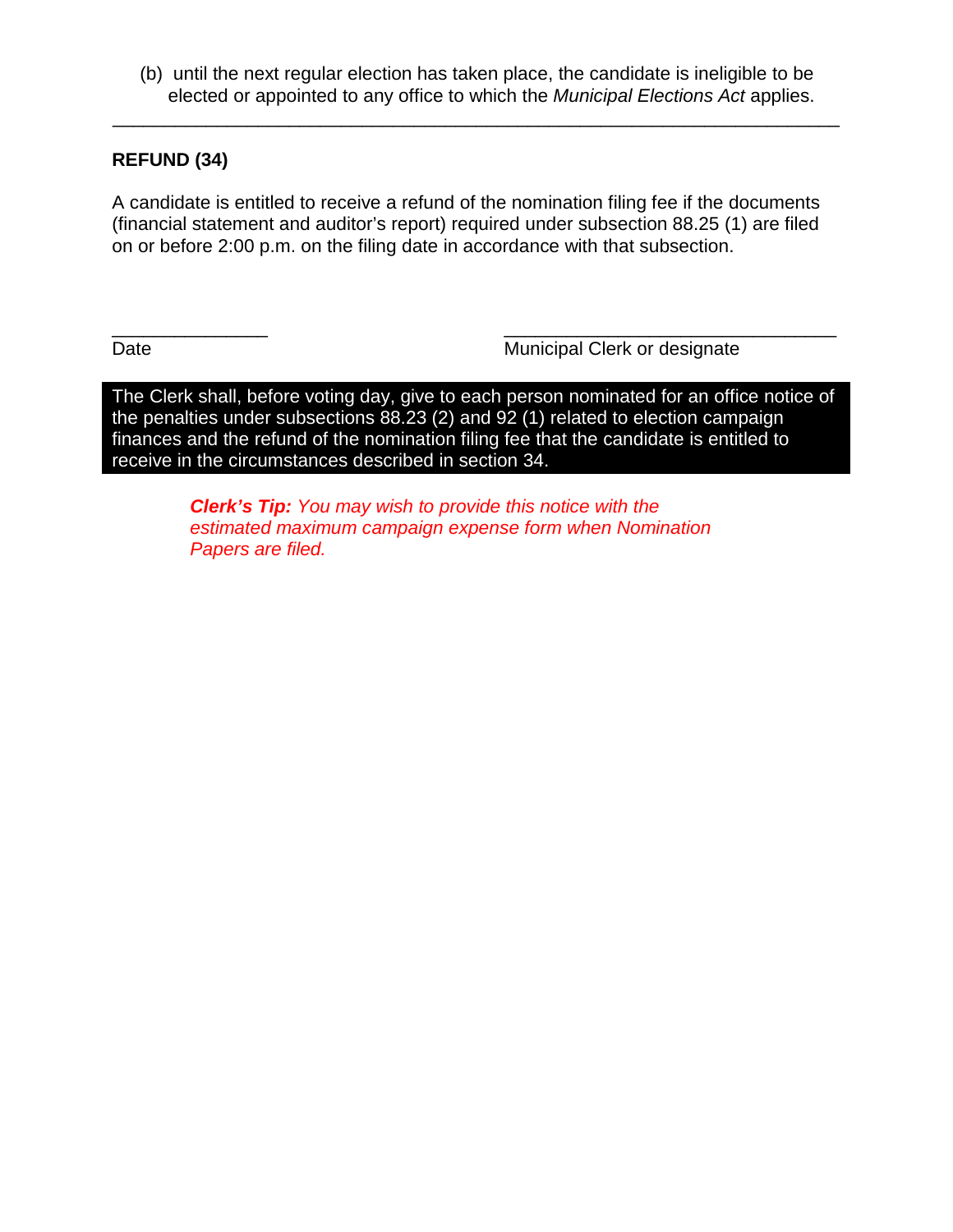(b) until the next regular election has taken place, the candidate is ineligible to be elected or appointed to any office to which the *Municipal Elections Act* applies.

---

**REFUND (34)**

A candidate is entitled to receive a refund of the nomination filing fee if the documents (financial statement and auditor's report) required under subsection 88.25 (1) are filed on or before 2:00 p.m. on the filing date in accordance with that subsection.

_______________ &nbsp;&nbsp;&nbsp;&nbsp;&nbsp;&nbsp;&nbsp;&nbsp;&nbsp;&nbsp;&nbsp;&nbsp;&nbsp;&nbsp;&nbsp;&nbsp;&nbsp;&nbsp;&nbsp;&nbsp;&nbsp;&nbsp;&nbsp;&nbsp;&nbsp;&nbsp;&nbsp;&nbsp;&nbsp;&nbsp;&nbsp;&nbsp;&nbsp;&nbsp;&nbsp;&nbsp;&nbsp;&nbsp;&nbsp;&nbsp; ________________________________

Date &nbsp;&nbsp;&nbsp;&nbsp;&nbsp;&nbsp;&nbsp;&nbsp;&nbsp;&nbsp;&nbsp;&nbsp;&nbsp;&nbsp;&nbsp;&nbsp;&nbsp;&nbsp;&nbsp;&nbsp;&nbsp;&nbsp;&nbsp;&nbsp;&nbsp;&nbsp;&nbsp;&nbsp;&nbsp;&nbsp;&nbsp;&nbsp;&nbsp;&nbsp;&nbsp;&nbsp;&nbsp;&nbsp;&nbsp;&nbsp;&nbsp;&nbsp;&nbsp;&nbsp;&nbsp;&nbsp;&nbsp;&nbsp;&nbsp;&nbsp;&nbsp;&nbsp;&nbsp;&nbsp;&nbsp;&nbsp; Municipal Clerk or designate

The Clerk shall, before voting day, give to each person nominated for an office notice of the penalties under subsections 88.23 (2) and 92 (1) related to election campaign finances and the refund of the nomination filing fee that the candidate is entitled to receive in the circumstances described in section 34.

***Clerk's Tip:*** *You may wish to provide this notice with the estimated maximum campaign expense form when Nomination Papers are filed.*